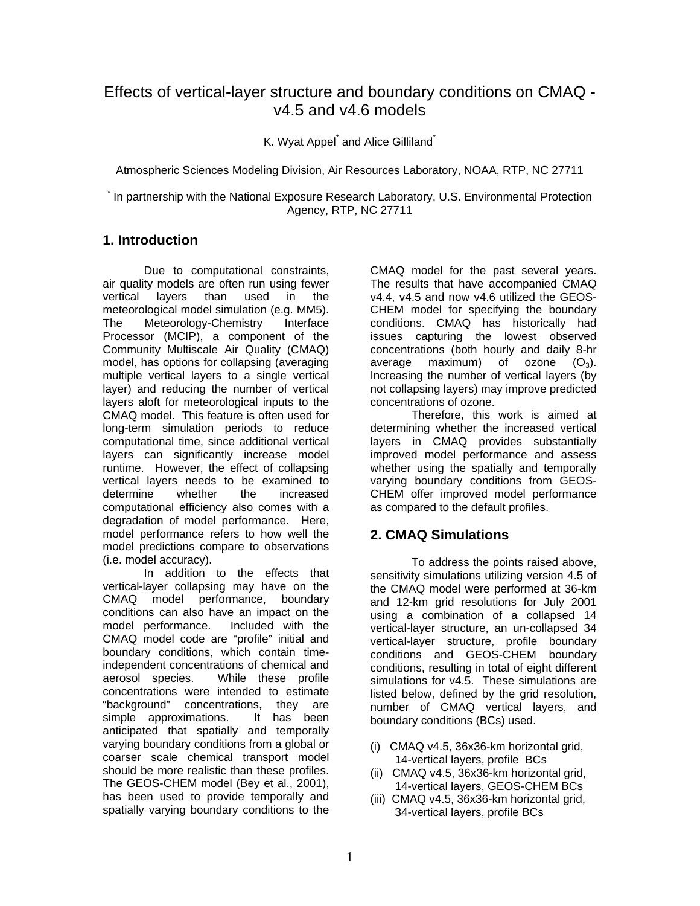# Effects of vertical-layer structure and boundary conditions on CMAQ - v4.5 and v4.6 models

K. Wyat Appel[*] and Alice Gilliland[*]

Atmospheric Sciences Modeling Division, Air Resources Laboratory, NOAA, RTP, NC 27711

[*] In partnership with the National Exposure Research Laboratory, U.S. Environmental Protection Agency, RTP, NC 27711

## 1. Introduction

Due to computational constraints, air quality models are often run using fewer vertical layers than used in the meteorological model simulation (e.g. MM5). The Meteorology-Chemistry Interface Processor (MCIP), a component of the Community Multiscale Air Quality (CMAQ) model, has options for collapsing (averaging multiple vertical layers to a single vertical layer) and reducing the number of vertical layers aloft for meteorological inputs to the CMAQ model. This feature is often used for long-term simulation periods to reduce computational time, since additional vertical layers can significantly increase model runtime. However, the effect of collapsing vertical layers needs to be examined to determine whether the increased computational efficiency also comes with a degradation of model performance. Here, model performance refers to how well the model predictions compare to observations (i.e. model accuracy).

In addition to the effects that vertical-layer collapsing may have on the CMAQ model performance, boundary conditions can also have an impact on the model performance. Included with the CMAQ model code are "profile" initial and boundary conditions, which contain time-independent concentrations of chemical and aerosol species. While these profile concentrations were intended to estimate "background" concentrations, they are simple approximations. It has been anticipated that spatially and temporally varying boundary conditions from a global or coarser scale chemical transport model should be more realistic than these profiles. The GEOS-CHEM model (Bey et al., 2001), has been used to provide temporally and spatially varying boundary conditions to the CMAQ model for the past several years. The results that have accompanied CMAQ v4.4, v4.5 and now v4.6 utilized the GEOS-CHEM model for specifying the boundary conditions. CMAQ has historically had issues capturing the lowest observed concentrations (both hourly and daily 8-hr average maximum) of ozone ($O_3$). Increasing the number of vertical layers (by not collapsing layers) may improve predicted concentrations of ozone.

Therefore, this work is aimed at determining whether the increased vertical layers in CMAQ provides substantially improved model performance and assess whether using the spatially and temporally varying boundary conditions from GEOS-CHEM offer improved model performance as compared to the default profiles.

## 2. CMAQ Simulations

To address the points raised above, sensitivity simulations utilizing version 4.5 of the CMAQ model were performed at 36-km and 12-km grid resolutions for July 2001 using a combination of a collapsed 14 vertical-layer structure, an un-collapsed 34 vertical-layer structure, profile boundary conditions and GEOS-CHEM boundary conditions, resulting in total of eight different simulations for v4.5. These simulations are listed below, defined by the grid resolution, number of CMAQ vertical layers, and boundary conditions (BCs) used.

(i) CMAQ v4.5, 36x36-km horizontal grid, 14-vertical layers, profile BCs
(ii) CMAQ v4.5, 36x36-km horizontal grid, 14-vertical layers, GEOS-CHEM BCs
(iii) CMAQ v4.5, 36x36-km horizontal grid, 34-vertical layers, profile BCs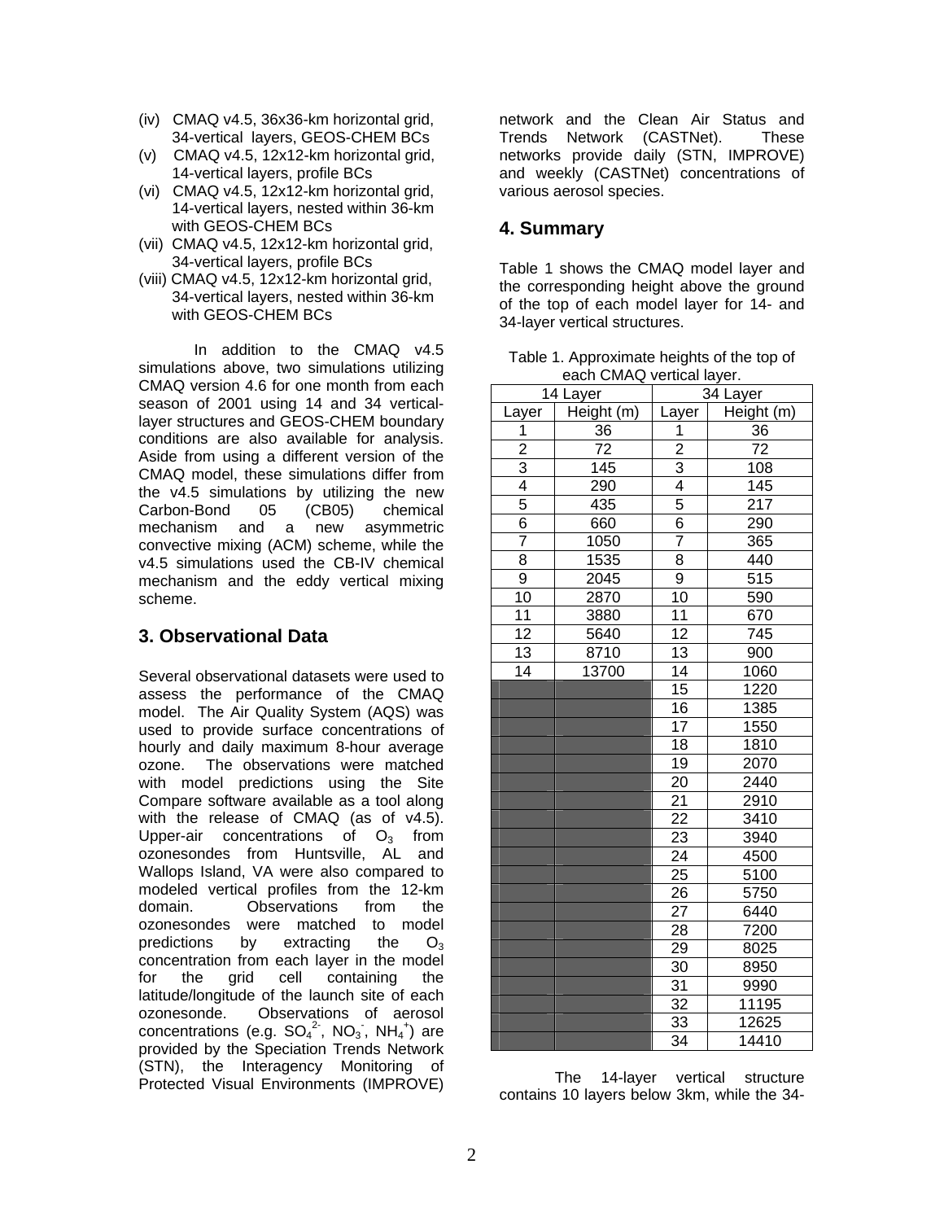(iv) CMAQ v4.5, 36x36-km horizontal grid, 34-vertical layers, GEOS-CHEM BCs
(v) CMAQ v4.5, 12x12-km horizontal grid, 14-vertical layers, profile BCs
(vi) CMAQ v4.5, 12x12-km horizontal grid, 14-vertical layers, nested within 36-km with GEOS-CHEM BCs
(vii) CMAQ v4.5, 12x12-km horizontal grid, 34-vertical layers, profile BCs
(viii) CMAQ v4.5, 12x12-km horizontal grid, 34-vertical layers, nested within 36-km with GEOS-CHEM BCs

In addition to the CMAQ v4.5 simulations above, two simulations utilizing CMAQ version 4.6 for one month from each season of 2001 using 14 and 34 vertical-layer structures and GEOS-CHEM boundary conditions are also available for analysis. Aside from using a different version of the CMAQ model, these simulations differ from the v4.5 simulations by utilizing the new Carbon-Bond 05 (CB05) chemical mechanism and a new asymmetric convective mixing (ACM) scheme, while the v4.5 simulations used the CB-IV chemical mechanism and the eddy vertical mixing scheme.

## 3. Observational Data

Several observational datasets were used to assess the performance of the CMAQ model. The Air Quality System (AQS) was used to provide surface concentrations of hourly and daily maximum 8-hour average ozone. The observations were matched with model predictions using the Site Compare software available as a tool along with the release of CMAQ (as of v4.5). Upper-air concentrations of $O_3$ from ozonesondes from Huntsville, AL and Wallops Island, VA were also compared to modeled vertical profiles from the 12-km domain. Observations from the ozonesondes were matched to model predictions by extracting the $O_3$ concentration from each layer in the model for the grid cell containing the latitude/longitude of the launch site of each ozonesonde. Observations of aerosol concentrations (e.g. $SO_4^{2-}$, $NO_3^-$, $NH_4^+$) are provided by the Speciation Trends Network (STN), the Interagency Monitoring of Protected Visual Environments (IMPROVE) network and the Clean Air Status and Trends Network (CASTNet). These networks provide daily (STN, IMPROVE) and weekly (CASTNet) concentrations of various aerosol species.

## 4. Summary

Table 1 shows the CMAQ model layer and the corresponding height above the ground of the top of each model layer for 14- and 34-layer vertical structures.

Table 1. Approximate heights of the top of each CMAQ vertical layer.

| 14 Layer | | 34 Layer | |
|---|---|---|---|
| Layer | Height (m) | Layer | Height (m) |
| 1 | 36 | 1 | 36 |
| 2 | 72 | 2 | 72 |
| 3 | 145 | 3 | 108 |
| 4 | 290 | 4 | 145 |
| 5 | 435 | 5 | 217 |
| 6 | 660 | 6 | 290 |
| 7 | 1050 | 7 | 365 |
| 8 | 1535 | 8 | 440 |
| 9 | 2045 | 9 | 515 |
| 10 | 2870 | 10 | 590 |
| 11 | 3880 | 11 | 670 |
| 12 | 5640 | 12 | 745 |
| 13 | 8710 | 13 | 900 |
| 14 | 13700 | 14 | 1060 |
| | | 15 | 1220 |
| | | 16 | 1385 |
| | | 17 | 1550 |
| | | 18 | 1810 |
| | | 19 | 2070 |
| | | 20 | 2440 |
| | | 21 | 2910 |
| | | 22 | 3410 |
| | | 23 | 3940 |
| | | 24 | 4500 |
| | | 25 | 5100 |
| | | 26 | 5750 |
| | | 27 | 6440 |
| | | 28 | 7200 |
| | | 29 | 8025 |
| | | 30 | 8950 |
| | | 31 | 9990 |
| | | 32 | 11195 |
| | | 33 | 12625 |
| | | 34 | 14410 |

The 14-layer vertical structure contains 10 layers below 3km, while the 34-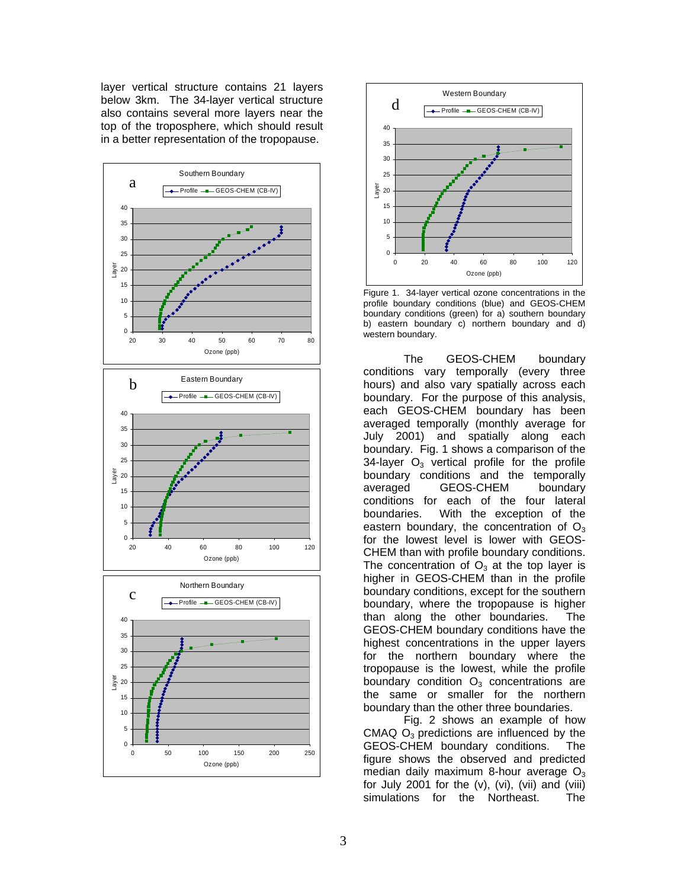layer vertical structure contains 21 layers below 3km. The 34-layer vertical structure also contains several more layers near the top of the troposphere, which should result in a better representation of the tropopause.

Figure 1. 34-layer vertical ozone concentrations in the profile boundary conditions (blue) and GEOS-CHEM boundary conditions (green) for a) southern boundary b) eastern boundary c) northern boundary and d) western boundary.

The GEOS-CHEM boundary conditions vary temporally (every three hours) and also vary spatially across each boundary. For the purpose of this analysis, each GEOS-CHEM boundary has been averaged temporally (monthly average for July 2001) and spatially along each boundary. Fig. 1 shows a comparison of the 34-layer $O_3$ vertical profile for the profile boundary conditions and the temporally averaged GEOS-CHEM boundary conditions for each of the four lateral boundaries. With the exception of the eastern boundary, the concentration of $O_3$ for the lowest level is lower with GEOS-CHEM than with profile boundary conditions. The concentration of $O_3$ at the top layer is higher in GEOS-CHEM than in the profile boundary conditions, except for the southern boundary, where the tropopause is higher than along the other boundaries. The GEOS-CHEM boundary conditions have the highest concentrations in the upper layers for the northern boundary where the tropopause is the lowest, while the profile boundary condition $O_3$ concentrations are the same or smaller for the northern boundary than the other three boundaries.

Fig. 2 shows an example of how CMAQ $O_3$ predictions are influenced by the GEOS-CHEM boundary conditions. The figure shows the observed and predicted median daily maximum 8-hour average $O_3$ for July 2001 for the (v), (vi), (vii) and (viii) simulations for the Northeast. The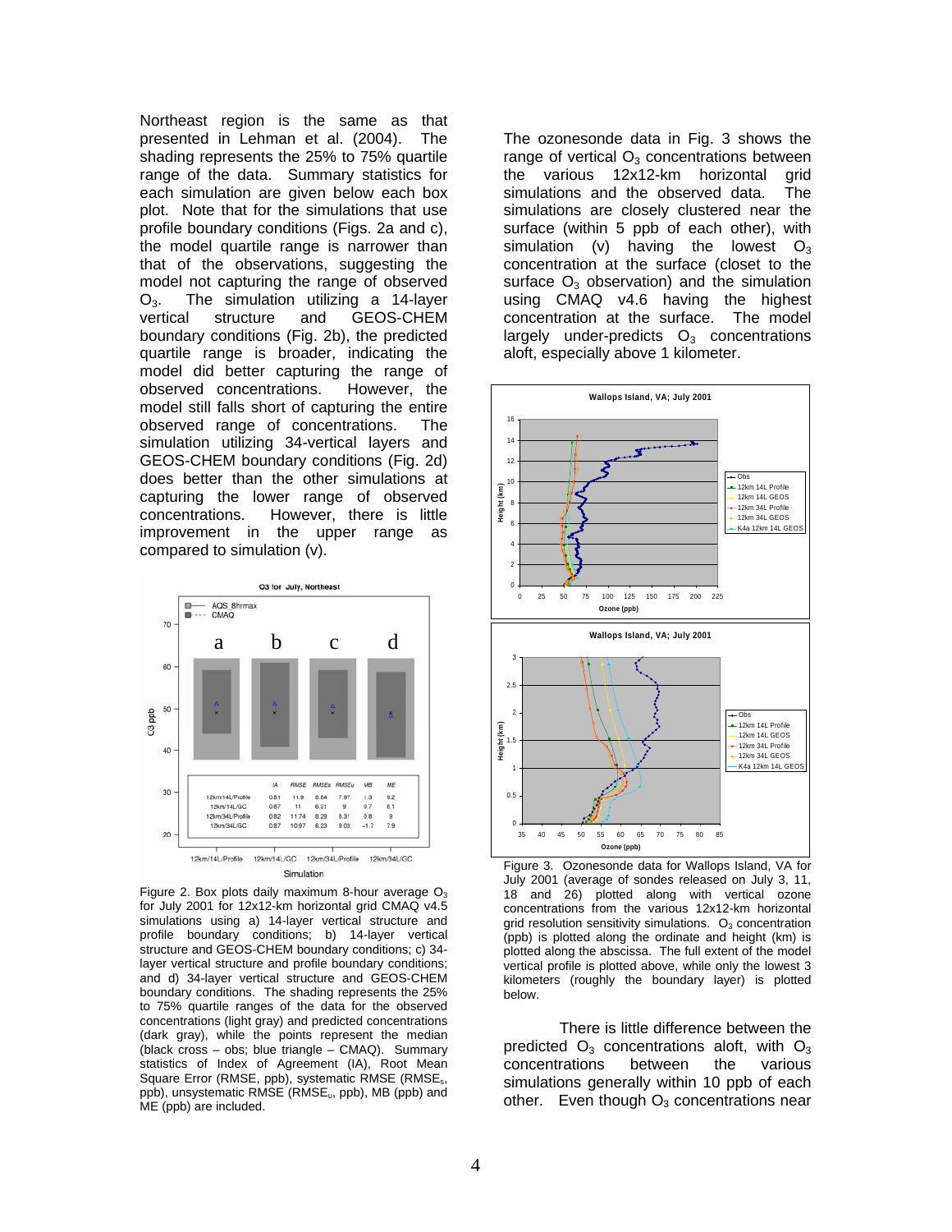Northeast region is the same as that presented in Lehman et al. (2004). The shading represents the 25% to 75% quartile range of the data. Summary statistics for each simulation are given below each box plot. Note that for the simulations that use profile boundary conditions (Figs. 2a and c), the model quartile range is narrower than that of the observations, suggesting the model not capturing the range of observed $O_3$. The simulation utilizing a 14-layer vertical structure and GEOS-CHEM boundary conditions (Fig. 2b), the predicted quartile range is broader, indicating the model did better capturing the range of observed concentrations. However, the model still falls short of capturing the entire observed range of concentrations. The simulation utilizing 34-vertical layers and GEOS-CHEM boundary conditions (Fig. 2d) does better than the other simulations at capturing the lower range of observed concentrations. However, there is little improvement in the upper range as compared to simulation (v).

| | IA | RMSE | RMSEs | RMSEu | MB | ME |
|---|---|---|---|---|---|---|
| 12km/14L/Profile | 0.81 | 11.9 | 8.64 | 7.97 | 1.3 | 9.2 |
| 12km/14L/GC | 0.87 | 11 | 6.21 | 9 | 0.7 | 8.1 |
| 12km/34L/Profile | 0.82 | 11.74 | 8.29 | 8.31 | 0.8 | 9 |
| 12km/34L/GC | 0.87 | 10.97 | 6.23 | 9.03 | -1.7 | 7.9 |

Figure 2. Box plots daily maximum 8-hour average $O_3$ for July 2001 for 12x12-km horizontal grid CMAQ v4.5 simulations using a) 14-layer vertical structure and profile boundary conditions; b) 14-layer vertical structure and GEOS-CHEM boundary conditions; c) 34-layer vertical structure and profile boundary conditions; and d) 34-layer vertical structure and GEOS-CHEM boundary conditions. The shading represents the 25% to 75% quartile ranges of the data for the observed concentrations (light gray) and predicted concentrations (dark gray), while the points represent the median (black cross – obs; blue triangle – CMAQ). Summary statistics of Index of Agreement (IA), Root Mean Square Error (RMSE, ppb), systematic RMSE ($RMSE_s$, ppb), unsystematic RMSE ($RMSE_u$, ppb), MB (ppb) and ME (ppb) are included.

The ozonesonde data in Fig. 3 shows the range of vertical $O_3$ concentrations between the various 12x12-km horizontal grid simulations and the observed data. The simulations are closely clustered near the surface (within 5 ppb of each other), with simulation (v) having the lowest $O_3$ concentration at the surface (closet to the surface $O_3$ observation) and the simulation using CMAQ v4.6 having the highest concentration at the surface. The model largely under-predicts $O_3$ concentrations aloft, especially above 1 kilometer.

Figure 3. Ozonesonde data for Wallops Island, VA for July 2001 (average of sondes released on July 3, 11, 18 and 26) plotted along with vertical ozone concentrations from the various 12x12-km horizontal grid resolution sensitivity simulations. $O_3$ concentration (ppb) is plotted along the ordinate and height (km) is plotted along the abscissa. The full extent of the model vertical profile is plotted above, while only the lowest 3 kilometers (roughly the boundary layer) is plotted below.

There is little difference between the predicted $O_3$ concentrations aloft, with $O_3$ concentrations between the various simulations generally within 10 ppb of each other. Even though $O_3$ concentrations near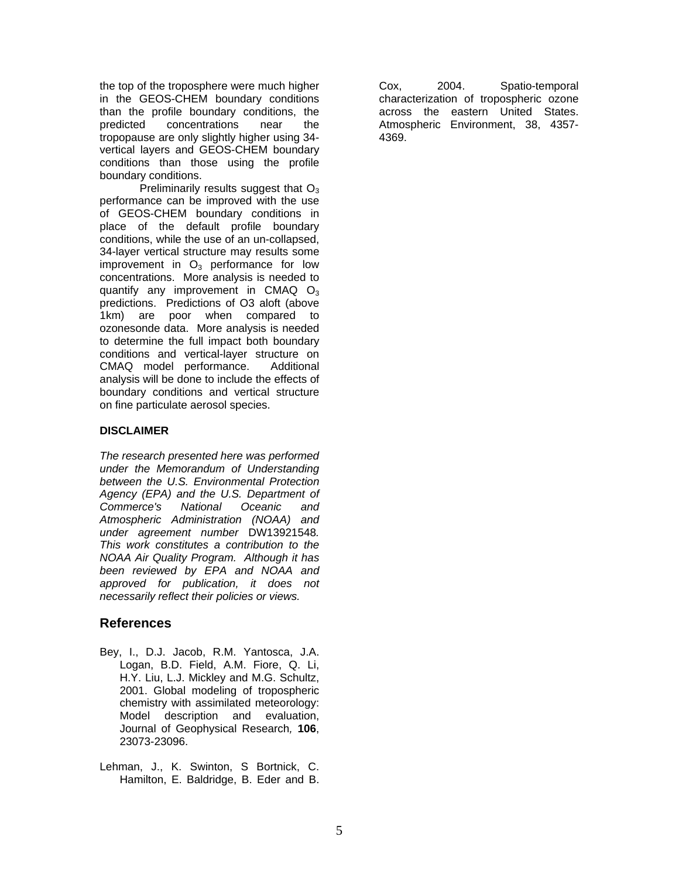the top of the troposphere were much higher in the GEOS-CHEM boundary conditions than the profile boundary conditions, the predicted concentrations near the tropopause are only slightly higher using 34-vertical layers and GEOS-CHEM boundary conditions than those using the profile boundary conditions.

Preliminarily results suggest that $O_3$ performance can be improved with the use of GEOS-CHEM boundary conditions in place of the default profile boundary conditions, while the use of an un-collapsed, 34-layer vertical structure may results some improvement in $O_3$ performance for low concentrations. More analysis is needed to quantify any improvement in CMAQ $O_3$ predictions. Predictions of O3 aloft (above 1km) are poor when compared to ozonesonde data. More analysis is needed to determine the full impact both boundary conditions and vertical-layer structure on CMAQ model performance. Additional analysis will be done to include the effects of boundary conditions and vertical structure on fine particulate aerosol species.

**DISCLAIMER**

*The research presented here was performed under the Memorandum of Understanding between the U.S. Environmental Protection Agency (EPA) and the U.S. Department of Commerce's National Oceanic and Atmospheric Administration (NOAA) and under agreement number* DW13921548*. This work constitutes a contribution to the NOAA Air Quality Program. Although it has been reviewed by EPA and NOAA and approved for publication, it does not necessarily reflect their policies or views.*

## References

Bey, I., D.J. Jacob, R.M. Yantosca, J.A. Logan, B.D. Field, A.M. Fiore, Q. Li, H.Y. Liu, L.J. Mickley and M.G. Schultz, 2001. Global modeling of tropospheric chemistry with assimilated meteorology: Model description and evaluation, Journal of Geophysical Research*,* **106**, 23073-23096.

Lehman, J., K. Swinton, S Bortnick, C. Hamilton, E. Baldridge, B. Eder and B. Cox, 2004. Spatio-temporal characterization of tropospheric ozone across the eastern United States. Atmospheric Environment, 38, 4357-4369.